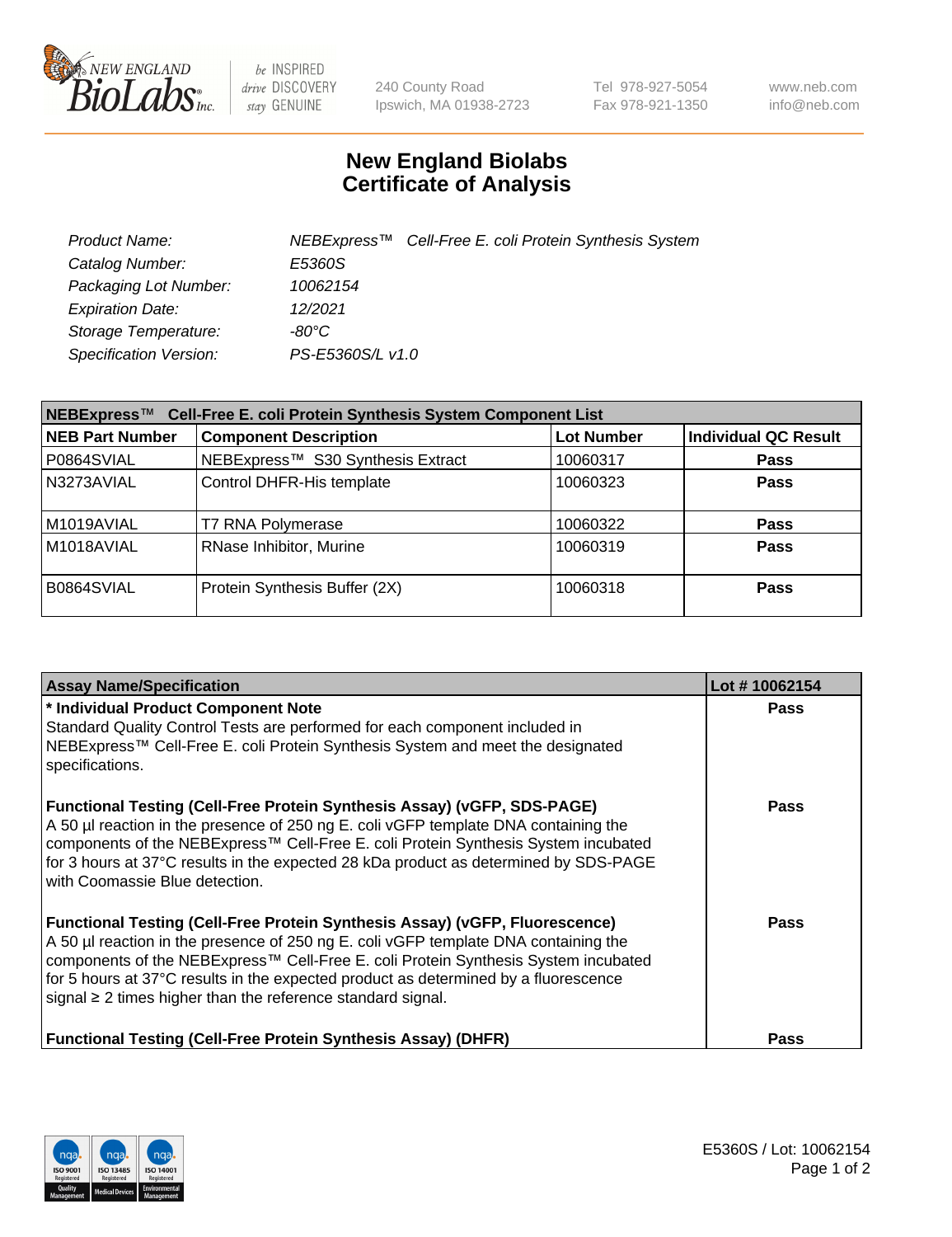# New England Biolabs
# Certificate of Analysis

| | |
|---|---|
| *Product Name:* | *NEBExpress™ Cell-Free E. coli Protein Synthesis System* |
| *Catalog Number:* | *E5360S* |
| *Packaging Lot Number:* | *10062154* |
| *Expiration Date:* | *12/2021* |
| *Storage Temperature:* | *-80°C* |
| *Specification Version:* | *PS-E5360S/L v1.0* |

| **NEBExpress™ Cell-Free E. coli Protein Synthesis System Component List** | | | |
|---|---|---|---|
| **NEB Part Number** | **Component Description** | **Lot Number** | **Individual QC Result** |
| P0864SVIAL | NEBExpress™ S30 Synthesis Extract | 10060317 | **Pass** |
| N3273AVIAL | Control DHFR-His template | 10060323 | **Pass** |
| M1019AVIAL | T7 RNA Polymerase | 10060322 | **Pass** |
| M1018AVIAL | RNase Inhibitor, Murine | 10060319 | **Pass** |
| B0864SVIAL | Protein Synthesis Buffer (2X) | 10060318 | **Pass** |

| **Assay Name/Specification** | **Lot # 10062154** |
|---|---|
| **\* Individual Product Component Note** Standard Quality Control Tests are performed for each component included in NEBExpress™ Cell-Free E. coli Protein Synthesis System and meet the designated specifications. | **Pass** |
| **Functional Testing (Cell-Free Protein Synthesis Assay) (vGFP, SDS-PAGE)** A 50 µl reaction in the presence of 250 ng E. coli vGFP template DNA containing the components of the NEBExpress™ Cell-Free E. coli Protein Synthesis System incubated for 3 hours at 37°C results in the expected 28 kDa product as determined by SDS-PAGE with Coomassie Blue detection. | **Pass** |
| **Functional Testing (Cell-Free Protein Synthesis Assay) (vGFP, Fluorescence)** A 50 µl reaction in the presence of 250 ng E. coli vGFP template DNA containing the components of the NEBExpress™ Cell-Free E. coli Protein Synthesis System incubated for 5 hours at 37°C results in the expected product as determined by a fluorescence signal ≥ 2 times higher than the reference standard signal. | **Pass** |
| **Functional Testing (Cell-Free Protein Synthesis Assay) (DHFR)** | **Pass** |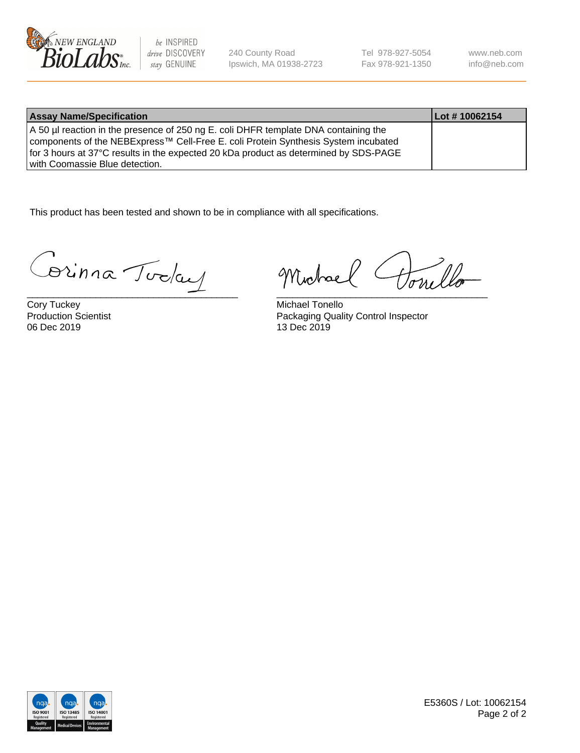| Assay Name/Specification | Lot # 10062154 |
|---|---|
| A 50 µl reaction in the presence of 250 ng E. coli DHFR template DNA containing the components of the NEBExpress™ Cell-Free E. coli Protein Synthesis System incubated for 3 hours at 37°C results in the expected 20 kDa product as determined by SDS-PAGE with Coomassie Blue detection. | |

This product has been tested and shown to be in compliance with all specifications.

Cory Tuckey
Production Scientist
06 Dec 2019

Michael Tonello
Packaging Quality Control Inspector
13 Dec 2019

E5360S / Lot: 10062154